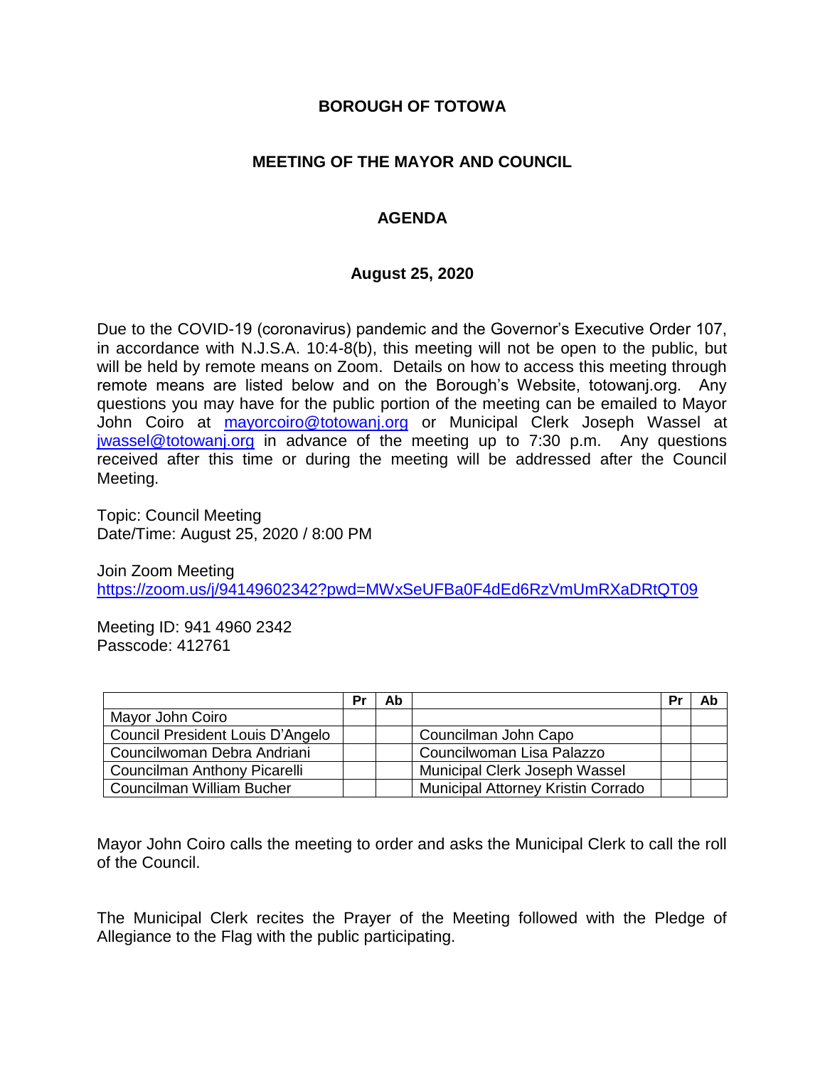# BOROUGH OF TOTOWA

## MEETING OF THE MAYOR AND COUNCIL

## AGENDA

### August 25, 2020

Due to the COVID-19 (coronavirus) pandemic and the Governor's Executive Order 107, in accordance with N.J.S.A. 10:4-8(b), this meeting will not be open to the public, but will be held by remote means on Zoom. Details on how to access this meeting through remote means are listed below and on the Borough's Website, totowanj.org. Any questions you may have for the public portion of the meeting can be emailed to Mayor John Coiro at mayorcoiro@totowanj.org or Municipal Clerk Joseph Wassel at jwassel@totowanj.org in advance of the meeting up to 7:30 p.m. Any questions received after this time or during the meeting will be addressed after the Council Meeting.

Topic: Council Meeting
Date/Time: August 25, 2020 / 8:00 PM

Join Zoom Meeting
https://zoom.us/j/94149602342?pwd=MWxSeUFBa0F4dEd6RzVmUmRXaDRtQT09

Meeting ID: 941 4960 2342
Passcode: 412761

| | Pr | Ab | | Pr | Ab |
|---|---|---|---|---|---|
| Mayor John Coiro | | | | | |
| Council President Louis D'Angelo | | | Councilman John Capo | | |
| Councilwoman Debra Andriani | | | Councilwoman Lisa Palazzo | | |
| Councilman Anthony Picarelli | | | Municipal Clerk Joseph Wassel | | |
| Councilman William Bucher | | | Municipal Attorney Kristin Corrado | | |

Mayor John Coiro calls the meeting to order and asks the Municipal Clerk to call the roll of the Council.

The Municipal Clerk recites the Prayer of the Meeting followed with the Pledge of Allegiance to the Flag with the public participating.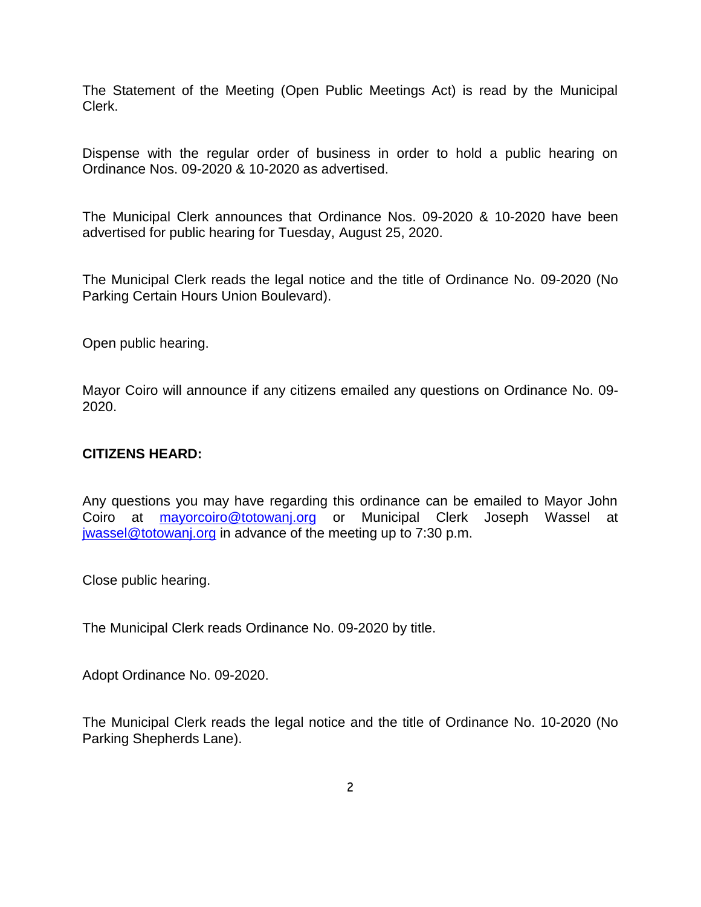The Statement of the Meeting (Open Public Meetings Act) is read by the Municipal Clerk.

Dispense with the regular order of business in order to hold a public hearing on Ordinance Nos. 09-2020 & 10-2020 as advertised.

The Municipal Clerk announces that Ordinance Nos. 09-2020 & 10-2020 have been advertised for public hearing for Tuesday, August 25, 2020.

The Municipal Clerk reads the legal notice and the title of Ordinance No. 09-2020 (No Parking Certain Hours Union Boulevard).

Open public hearing.

Mayor Coiro will announce if any citizens emailed any questions on Ordinance No. 09-2020.

**CITIZENS HEARD:**

Any questions you may have regarding this ordinance can be emailed to Mayor John Coiro at mayorcoiro@totowanj.org or Municipal Clerk Joseph Wassel at jwassel@totowanj.org in advance of the meeting up to 7:30 p.m.

Close public hearing.

The Municipal Clerk reads Ordinance No. 09-2020 by title.

Adopt Ordinance No. 09-2020.

The Municipal Clerk reads the legal notice and the title of Ordinance No. 10-2020 (No Parking Shepherds Lane).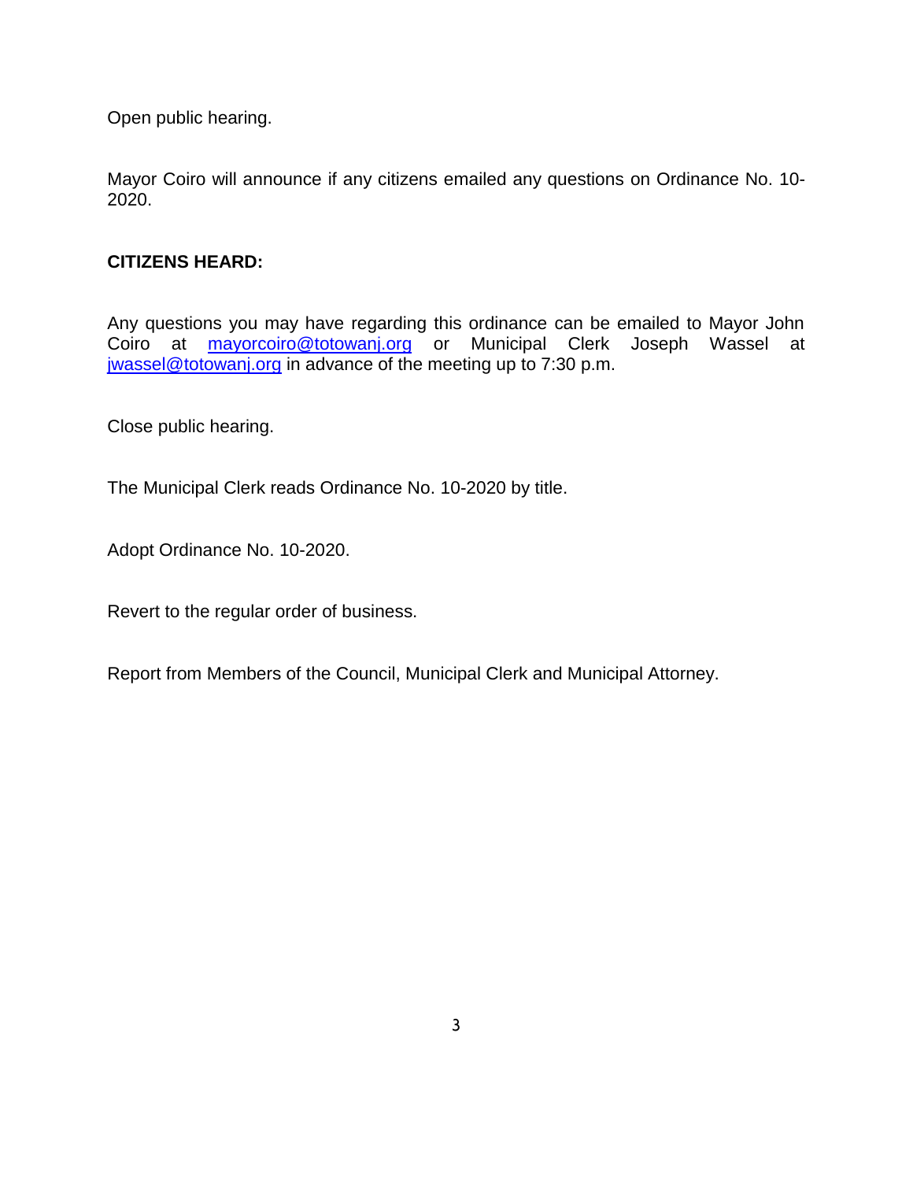Open public hearing.

Mayor Coiro will announce if any citizens emailed any questions on Ordinance No. 10-2020.

**CITIZENS HEARD:**

Any questions you may have regarding this ordinance can be emailed to Mayor John Coiro at mayorcoiro@totowanj.org or Municipal Clerk Joseph Wassel at jwassel@totowanj.org in advance of the meeting up to 7:30 p.m.

Close public hearing.

The Municipal Clerk reads Ordinance No. 10-2020 by title.

Adopt Ordinance No. 10-2020.

Revert to the regular order of business.

Report from Members of the Council, Municipal Clerk and Municipal Attorney.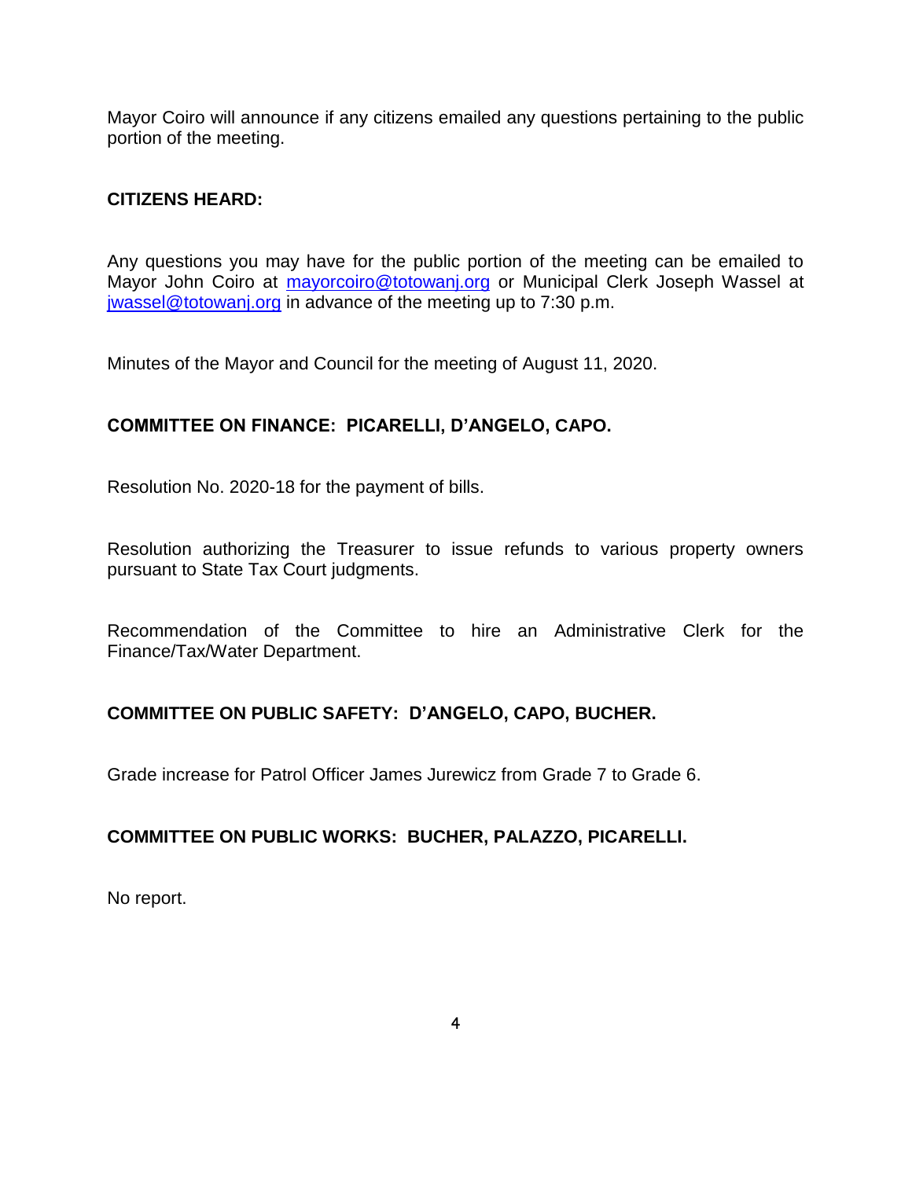Mayor Coiro will announce if any citizens emailed any questions pertaining to the public portion of the meeting.

**CITIZENS HEARD:**

Any questions you may have for the public portion of the meeting can be emailed to Mayor John Coiro at mayorcoiro@totowanj.org or Municipal Clerk Joseph Wassel at jwassel@totowanj.org in advance of the meeting up to 7:30 p.m.

Minutes of the Mayor and Council for the meeting of August 11, 2020.

**COMMITTEE ON FINANCE: PICARELLI, D'ANGELO, CAPO.**

Resolution No. 2020-18 for the payment of bills.

Resolution authorizing the Treasurer to issue refunds to various property owners pursuant to State Tax Court judgments.

Recommendation of the Committee to hire an Administrative Clerk for the Finance/Tax/Water Department.

**COMMITTEE ON PUBLIC SAFETY: D'ANGELO, CAPO, BUCHER.**

Grade increase for Patrol Officer James Jurewicz from Grade 7 to Grade 6.

**COMMITTEE ON PUBLIC WORKS: BUCHER, PALAZZO, PICARELLI.**

No report.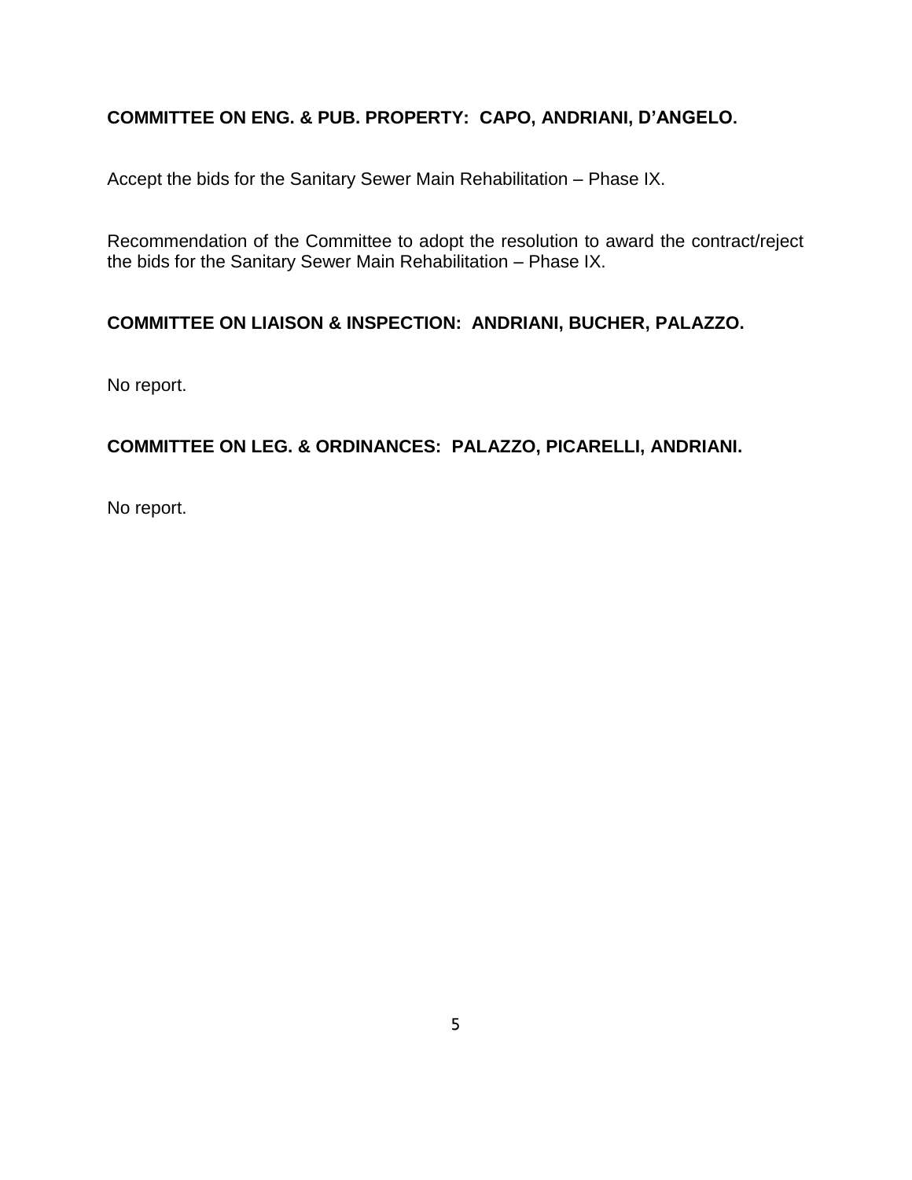**COMMITTEE ON ENG. & PUB. PROPERTY: CAPO, ANDRIANI, D'ANGELO.**

Accept the bids for the Sanitary Sewer Main Rehabilitation – Phase IX.

Recommendation of the Committee to adopt the resolution to award the contract/reject the bids for the Sanitary Sewer Main Rehabilitation – Phase IX.

**COMMITTEE ON LIAISON & INSPECTION: ANDRIANI, BUCHER, PALAZZO.**

No report.

**COMMITTEE ON LEG. & ORDINANCES: PALAZZO, PICARELLI, ANDRIANI.**

No report.